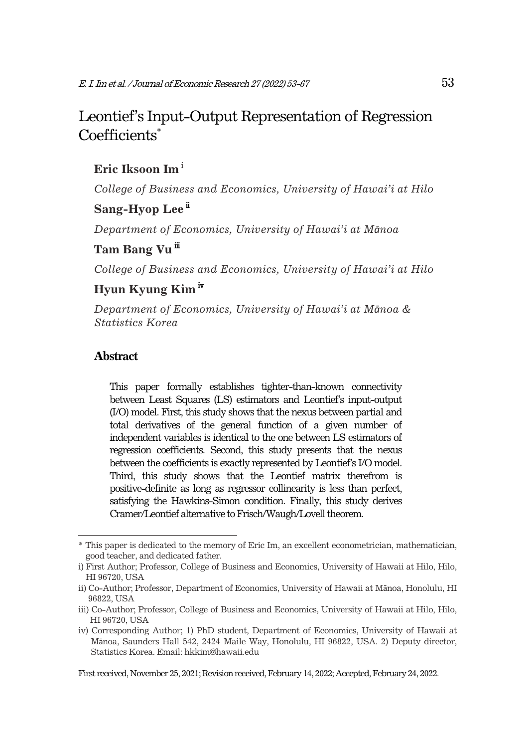# Leontief's Input-Output Representation of Regression Coefficients*

**Eric Iksoon Im** [i]

*College of Business and Economics, University of Hawai'i at Hilo*

**Sang-Hyop Lee** [ii]

*Department of Economics, University of Hawai'i at Mānoa*

**Tam Bang Vu** [iii]

*College of Business and Economics, University of Hawai'i at Hilo*

**Hyun Kyung Kim** [iv]

*Department of Economics, University of Hawai'i at Mānoa & Statistics Korea*

## Abstract

This paper formally establishes tighter-than-known connectivity between Least Squares (LS) estimators and Leontief's input-output (I/O) model. First, this study shows that the nexus between partial and total derivatives of the general function of a given number of independent variables is identical to the one between LS estimators of regression coefficients. Second, this study presents that the nexus between the coefficients is exactly represented by Leontief's I/O model. Third, this study shows that the Leontief matrix therefrom is positive-definite as long as regressor collinearity is less than perfect, satisfying the Hawkins-Simon condition. Finally, this study derives Cramer/Leontief alternative to Frisch/Waugh/Lovell theorem.

---

\* This paper is dedicated to the memory of Eric Im, an excellent econometrician, mathematician, good teacher, and dedicated father.

i) First Author; Professor, College of Business and Economics, University of Hawaii at Hilo, Hilo, HI 96720, USA

ii) Co-Author; Professor, Department of Economics, University of Hawaii at Mānoa, Honolulu, HI 96822, USA

iii) Co-Author; Professor, College of Business and Economics, University of Hawaii at Hilo, Hilo, HI 96720, USA

iv) Corresponding Author; 1) PhD student, Department of Economics, University of Hawaii at Mānoa, Saunders Hall 542, 2424 Maile Way, Honolulu, HI 96822, USA. 2) Deputy director, Statistics Korea. Email: hkkim@hawaii.edu

First received, November 25, 2021; Revision received, February 14, 2022; Accepted, February 24, 2022.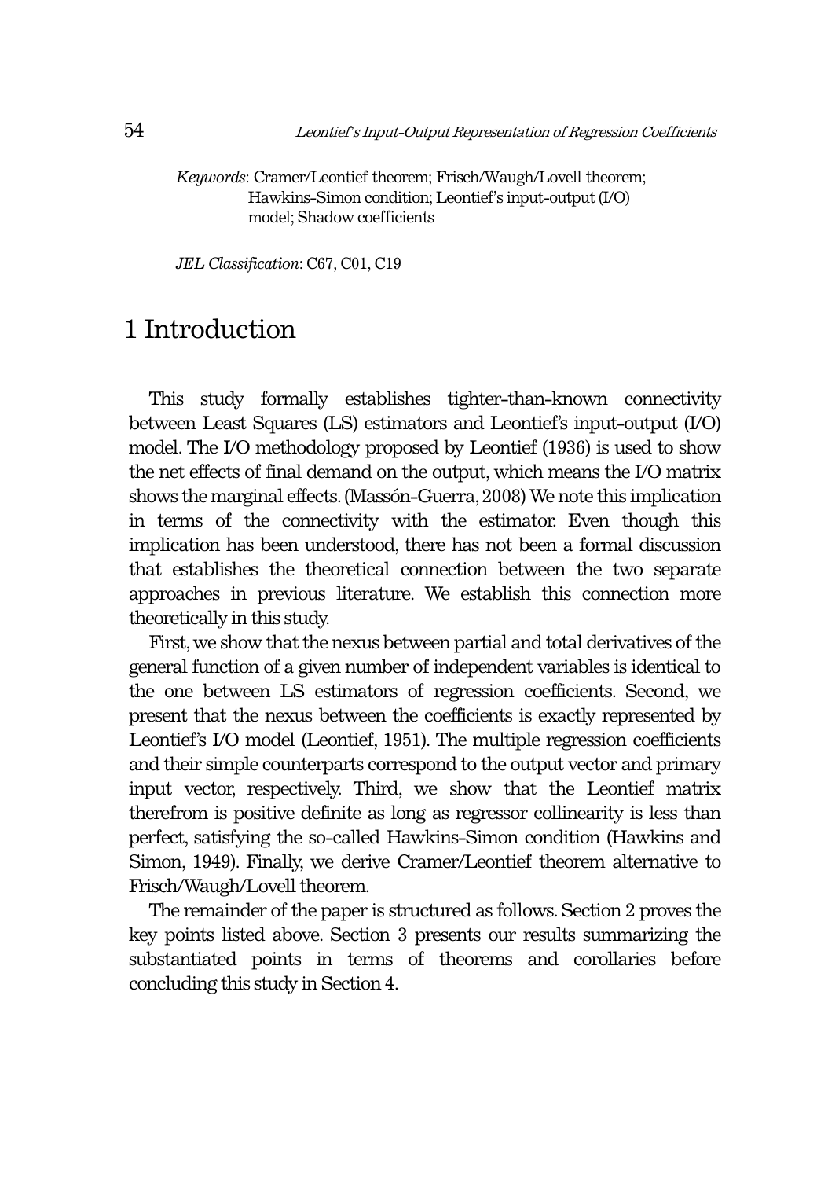*Keywords*: Cramer/Leontief theorem; Frisch/Waugh/Lovell theorem; Hawkins-Simon condition; Leontief's input-output (I/O) model; Shadow coefficients

*JEL Classification*: C67, C01, C19

# 1 Introduction

This study formally establishes tighter-than-known connectivity between Least Squares (LS) estimators and Leontief's input-output (I/O) model. The I/O methodology proposed by Leontief (1936) is used to show the net effects of final demand on the output, which means the I/O matrix shows the marginal effects. (Massón-Guerra, 2008) We note this implication in terms of the connectivity with the estimator. Even though this implication has been understood, there has not been a formal discussion that establishes the theoretical connection between the two separate approaches in previous literature. We establish this connection more theoretically in this study.

First, we show that the nexus between partial and total derivatives of the general function of a given number of independent variables is identical to the one between LS estimators of regression coefficients. Second, we present that the nexus between the coefficients is exactly represented by Leontief's I/O model (Leontief, 1951). The multiple regression coefficients and their simple counterparts correspond to the output vector and primary input vector, respectively. Third, we show that the Leontief matrix therefrom is positive definite as long as regressor collinearity is less than perfect, satisfying the so-called Hawkins-Simon condition (Hawkins and Simon, 1949). Finally, we derive Cramer/Leontief theorem alternative to Frisch/Waugh/Lovell theorem.

The remainder of the paper is structured as follows. Section 2 proves the key points listed above. Section 3 presents our results summarizing the substantiated points in terms of theorems and corollaries before concluding this study in Section 4.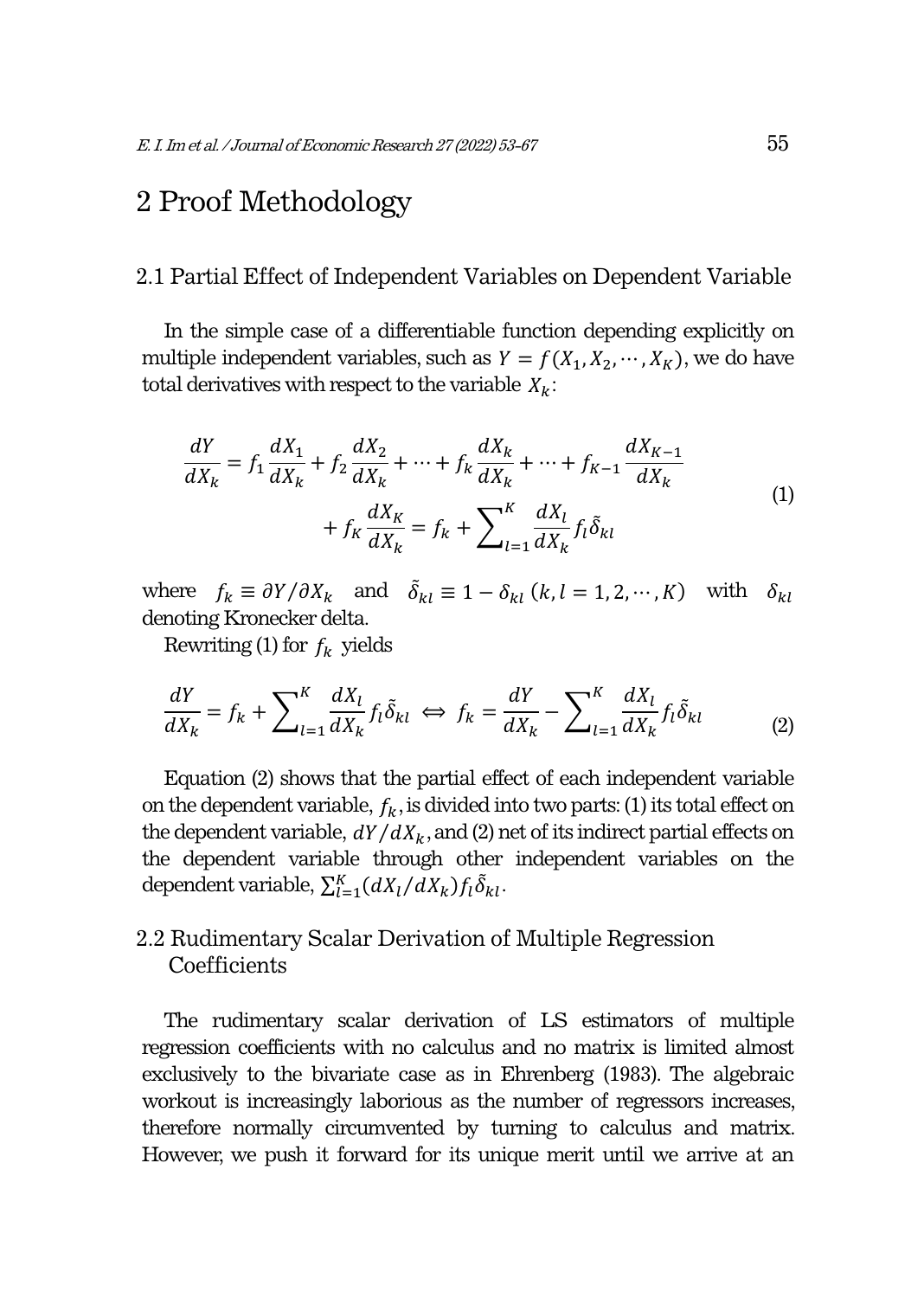# 2 Proof Methodology

## 2.1 Partial Effect of Independent Variables on Dependent Variable

In the simple case of a differentiable function depending explicitly on multiple independent variables, such as $Y = f(X_1, X_2, \cdots, X_K)$, we do have total derivatives with respect to the variable $X_k$:

$$\frac{dY}{dX_k} = f_1 \frac{dX_1}{dX_k} + f_2 \frac{dX_2}{dX_k} + \cdots + f_k \frac{dX_k}{dX_k} + \cdots + f_{K-1} \frac{dX_{K-1}}{dX_k} + f_K \frac{dX_K}{dX_k} = f_k + \sum\nolimits_{l=1}^{K} \frac{dX_l}{dX_k} f_l \tilde{\delta}_{kl} \tag{1}$$

where $f_k \equiv \partial Y / \partial X_k$ and $\tilde{\delta}_{kl} \equiv 1 - \delta_{kl}$ $(k, l = 1, 2, \cdots, K)$ with $\delta_{kl}$ denoting Kronecker delta.

Rewriting (1) for $f_k$ yields

$$\frac{dY}{dX_k} = f_k + \sum\nolimits_{l=1}^{K} \frac{dX_l}{dX_k} f_l \tilde{\delta}_{kl} \iff f_k = \frac{dY}{dX_k} - \sum\nolimits_{l=1}^{K} \frac{dX_l}{dX_k} f_l \tilde{\delta}_{kl} \tag{2}$$

Equation (2) shows that the partial effect of each independent variable on the dependent variable, $f_k$, is divided into two parts: (1) its total effect on the dependent variable, $dY/dX_k$, and (2) net of its indirect partial effects on the dependent variable through other independent variables on the dependent variable, $\sum_{l=1}^{K} (dX_l / dX_k) f_l \tilde{\delta}_{kl}$.

## 2.2 Rudimentary Scalar Derivation of Multiple Regression Coefficients

The rudimentary scalar derivation of LS estimators of multiple regression coefficients with no calculus and no matrix is limited almost exclusively to the bivariate case as in Ehrenberg (1983). The algebraic workout is increasingly laborious as the number of regressors increases, therefore normally circumvented by turning to calculus and matrix. However, we push it forward for its unique merit until we arrive at an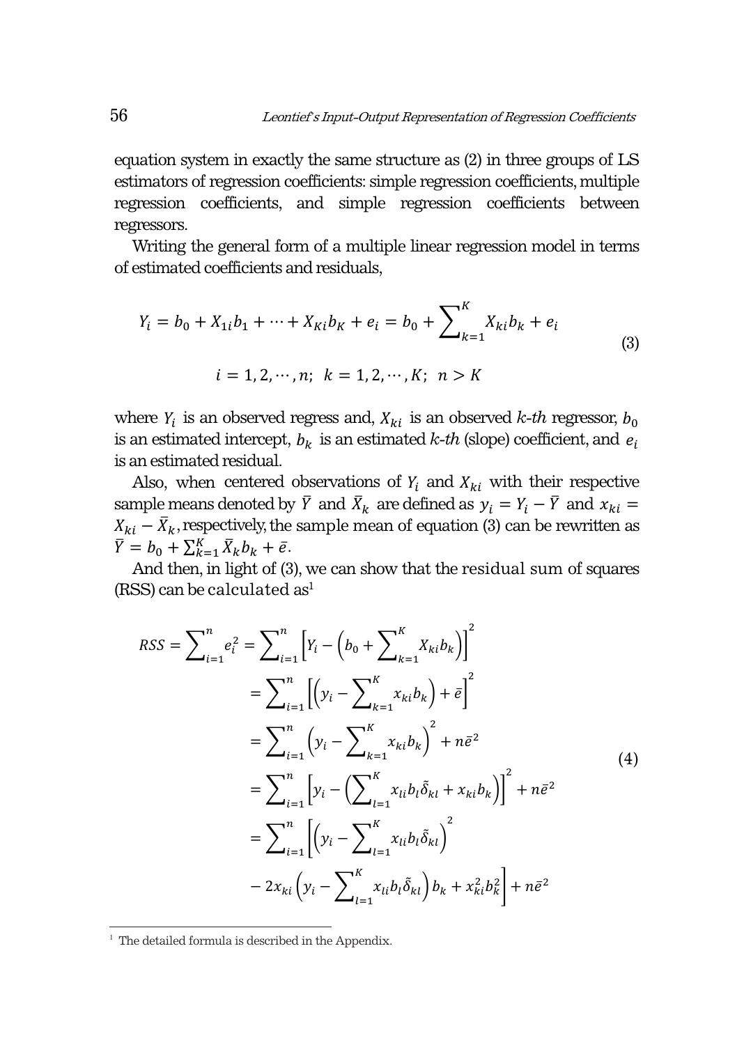equation system in exactly the same structure as (2) in three groups of LS estimators of regression coefficients: simple regression coefficients, multiple regression coefficients, and simple regression coefficients between regressors.

Writing the general form of a multiple linear regression model in terms of estimated coefficients and residuals,

$$Y_i = b_0 + X_{1i}b_1 + \cdots + X_{Ki}b_K + e_i = b_0 + \sum_{k=1}^{K} X_{ki}b_k + e_i$$
$$i = 1, 2, \cdots, n; \quad k = 1, 2, \cdots, K; \quad n > K \tag{3}$$

where $Y_i$ is an observed regress and, $X_{ki}$ is an observed *k-th* regressor, $b_0$ is an estimated intercept, $b_k$ is an estimated *k-th* (slope) coefficient, and $e_i$ is an estimated residual.

Also, when centered observations of $Y_i$ and $X_{ki}$ with their respective sample means denoted by $\bar{Y}$ and $\bar{X}_k$ are defined as $y_i = Y_i - \bar{Y}$ and $x_{ki} = X_{ki} - \bar{X}_k$, respectively, the sample mean of equation (3) can be rewritten as $\bar{Y} = b_0 + \sum_{k=1}^{K} \bar{X}_k b_k + \bar{e}$.

And then, in light of (3), we can show that the residual sum of squares (RSS) can be calculated as[1]

$$\begin{aligned}
RSS = \sum_{i=1}^{n} e_i^2 &= \sum_{i=1}^{n} \left[ Y_i - \left( b_0 + \sum_{k=1}^{K} X_{ki}b_k \right) \right]^2 \\
&= \sum_{i=1}^{n} \left[ \left( y_i - \sum_{k=1}^{K} x_{ki}b_k \right) + \bar{e} \right]^2 \\
&= \sum_{i=1}^{n} \left( y_i - \sum_{k=1}^{K} x_{ki}b_k \right)^2 + n\bar{e}^2 \\
&= \sum_{i=1}^{n} \left[ y_i - \left( \sum_{l=1}^{K} x_{li}b_l\tilde{\delta}_{kl} + x_{ki}b_k \right) \right]^2 + n\bar{e}^2 \\
&= \sum_{i=1}^{n} \left[ \left( y_i - \sum_{l=1}^{K} x_{li}b_l\tilde{\delta}_{kl} \right)^2 \right. \\
&\quad \left. - 2x_{ki}\left( y_i - \sum_{l=1}^{K} x_{li}b_l\tilde{\delta}_{kl} \right) b_k + x_{ki}^2 b_k^2 \right] + n\bar{e}^2
\end{aligned} \tag{4}$$

---

[1] The detailed formula is described in the Appendix.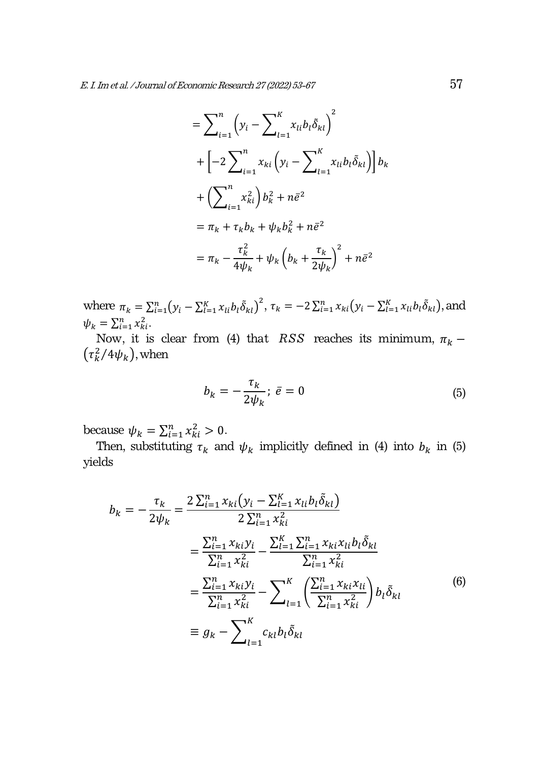$$
\begin{aligned}
&= \sum_{i=1}^{n} \left( y_i - \sum_{l=1}^{K} x_{li} b_l \tilde{\delta}_{kl} \right)^2 \\
&+ \left[ -2 \sum_{i=1}^{n} x_{ki} \left( y_i - \sum_{l=1}^{K} x_{li} b_l \tilde{\delta}_{kl} \right) \right] b_k \\
&+ \left( \sum_{i=1}^{n} x_{ki}^2 \right) b_k^2 + n\bar{e}^2 \\
&= \pi_k + \tau_k b_k + \psi_k b_k^2 + n\bar{e}^2 \\
&= \pi_k - \frac{\tau_k^2}{4\psi_k} + \psi_k \left( b_k + \frac{\tau_k}{2\psi_k} \right)^2 + n\bar{e}^2
\end{aligned}
$$

where $\pi_k = \sum_{i=1}^{n} \left( y_i - \sum_{l=1}^{K} x_{li} b_l \tilde{\delta}_{kl} \right)^2$, $\tau_k = -2 \sum_{i=1}^{n} x_{ki} \left( y_i - \sum_{l=1}^{K} x_{li} b_l \tilde{\delta}_{kl} \right)$, and $\psi_k = \sum_{i=1}^{n} x_{ki}^2$.

Now, it is clear from (4) that $RSS$ reaches its minimum, $\pi_k - \left( \tau_k^2 / 4\psi_k \right)$, when

$$
b_k = -\frac{\tau_k}{2\psi_k}; \; \bar{e} = 0 \tag{5}
$$

because $\psi_k = \sum_{i=1}^{n} x_{ki}^2 > 0$.

Then, substituting $\tau_k$ and $\psi_k$ implicitly defined in (4) into $b_k$ in (5) yields

$$
\begin{aligned}
b_k = -\frac{\tau_k}{2\psi_k} &= \frac{2 \sum_{i=1}^{n} x_{ki} \left( y_i - \sum_{l=1}^{K} x_{li} b_l \tilde{\delta}_{kl} \right)}{2 \sum_{i=1}^{n} x_{ki}^2} \\
&= \frac{\sum_{i=1}^{n} x_{ki} y_i}{\sum_{i=1}^{n} x_{ki}^2} - \frac{\sum_{l=1}^{K} \sum_{i=1}^{n} x_{ki} x_{li} b_l \tilde{\delta}_{kl}}{\sum_{i=1}^{n} x_{ki}^2} \\
&= \frac{\sum_{i=1}^{n} x_{ki} y_i}{\sum_{i=1}^{n} x_{ki}^2} - \sum_{l=1}^{K} \left( \frac{\sum_{i=1}^{n} x_{ki} x_{li}}{\sum_{i=1}^{n} x_{ki}^2} \right) b_l \tilde{\delta}_{kl} \\
&\equiv g_k - \sum_{l=1}^{K} c_{kl} b_l \tilde{\delta}_{kl}
\end{aligned} \tag{6}
$$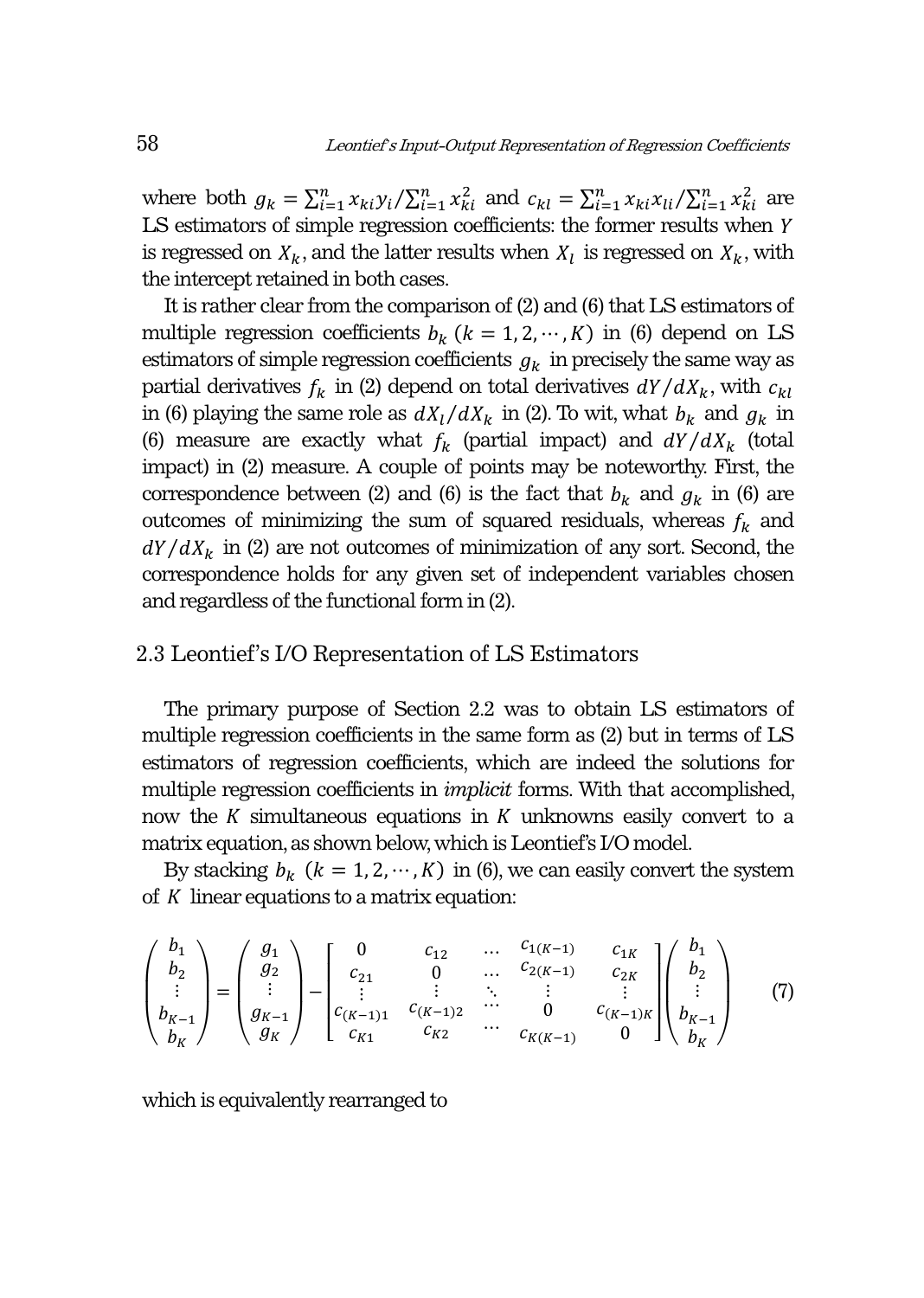where both $g_k = \sum_{i=1}^{n} x_{ki} y_i / \sum_{i=1}^{n} x_{ki}^2$ and $c_{kl} = \sum_{i=1}^{n} x_{ki} x_{li} / \sum_{i=1}^{n} x_{ki}^2$ are LS estimators of simple regression coefficients: the former results when $Y$ is regressed on $X_k$, and the latter results when $X_l$ is regressed on $X_k$, with the intercept retained in both cases.

It is rather clear from the comparison of (2) and (6) that LS estimators of multiple regression coefficients $b_k$ $(k = 1, 2, \cdots, K)$ in (6) depend on LS estimators of simple regression coefficients $g_k$ in precisely the same way as partial derivatives $f_k$ in (2) depend on total derivatives $dY/dX_k$, with $c_{kl}$ in (6) playing the same role as $dX_l/dX_k$ in (2). To wit, what $b_k$ and $g_k$ in (6) measure are exactly what $f_k$ (partial impact) and $dY/dX_k$ (total impact) in (2) measure. A couple of points may be noteworthy. First, the correspondence between (2) and (6) is the fact that $b_k$ and $g_k$ in (6) are outcomes of minimizing the sum of squared residuals, whereas $f_k$ and $dY/dX_k$ in (2) are not outcomes of minimization of any sort. Second, the correspondence holds for any given set of independent variables chosen and regardless of the functional form in (2).

## 2.3 Leontief's I/O Representation of LS Estimators

The primary purpose of Section 2.2 was to obtain LS estimators of multiple regression coefficients in the same form as (2) but in terms of LS estimators of regression coefficients, which are indeed the solutions for multiple regression coefficients in *implicit* forms. With that accomplished, now the $K$ simultaneous equations in $K$ unknowns easily convert to a matrix equation, as shown below, which is Leontief's I/O model.

By stacking $b_k$ $(k = 1, 2, \cdots, K)$ in (6), we can easily convert the system of $K$ linear equations to a matrix equation:

$$\begin{pmatrix} b_1 \\ b_2 \\ \vdots \\ b_{K-1} \\ b_K \end{pmatrix} = \begin{pmatrix} g_1 \\ g_2 \\ \vdots \\ g_{K-1} \\ g_K \end{pmatrix} - \begin{bmatrix} 0 & c_{12} & \cdots & c_{1(K-1)} & c_{1K} \\ c_{21} & 0 & \cdots & c_{2(K-1)} & c_{2K} \\ \vdots & \vdots & \ddots & \vdots & \vdots \\ c_{(K-1)1} & c_{(K-1)2} & \cdots & 0 & c_{(K-1)K} \\ c_{K1} & c_{K2} & \cdots & c_{K(K-1)} & 0 \end{bmatrix} \begin{pmatrix} b_1 \\ b_2 \\ \vdots \\ b_{K-1} \\ b_K \end{pmatrix} \tag{7}$$

which is equivalently rearranged to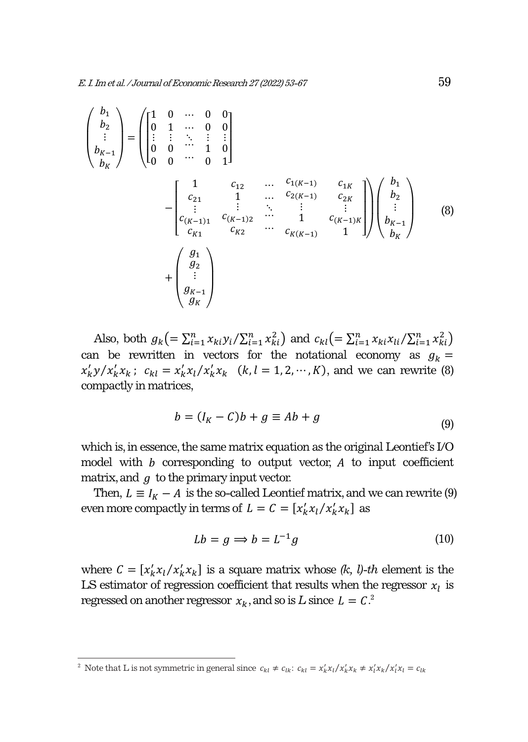$$
\begin{pmatrix} b_1 \\ b_2 \\ \vdots \\ b_{K-1} \\ b_K \end{pmatrix} = \left( \begin{bmatrix} 1 & 0 & \cdots & 0 & 0 \\ 0 & 1 & \cdots & 0 & 0 \\ \vdots & \vdots & \ddots & \vdots & \vdots \\ 0 & 0 & \cdots & 1 & 0 \\ 0 & 0 & \cdots & 0 & 1 \end{bmatrix} - \begin{bmatrix} 1 & c_{12} & \cdots & c_{1(K-1)} & c_{1K} \\ c_{21} & 1 & \cdots & c_{2(K-1)} & c_{2K} \\ \vdots & \vdots & \ddots & \vdots & \vdots \\ c_{(K-1)1} & c_{(K-1)2} & \cdots & 1 & c_{(K-1)K} \\ c_{K1} & c_{K2} & \cdots & c_{K(K-1)} & 1 \end{bmatrix} \right) \begin{pmatrix} b_1 \\ b_2 \\ \vdots \\ b_{K-1} \\ b_K \end{pmatrix} + \begin{pmatrix} g_1 \\ g_2 \\ \vdots \\ g_{K-1} \\ g_K \end{pmatrix} \tag{8}
$$

Also, both $g_k \left(= \sum_{i=1}^{n} x_{ki} y_i / \sum_{i=1}^{n} x_{ki}^2\right)$ and $c_{kl} \left(= \sum_{i=1}^{n} x_{ki} x_{li} / \sum_{i=1}^{n} x_{ki}^2\right)$ can be rewritten in vectors for the notational economy as $g_k = x_k' y / x_k' x_k$; $c_{kl} = x_k' x_l / x_k' x_k \quad (k, l = 1, 2, \cdots, K)$, and we can rewrite (8) compactly in matrices,

$$
b = (I_K - C)b + g \equiv Ab + g \tag{9}
$$

which is, in essence, the same matrix equation as the original Leontief's I/O model with $b$ corresponding to output vector, $A$ to input coefficient matrix, and $g$ to the primary input vector.

Then, $L \equiv I_K - A$ is the so-called Leontief matrix, and we can rewrite (9) even more compactly in terms of $L = C = [x_k' x_l / x_k' x_k]$ as

$$
Lb = g \Rightarrow b = L^{-1} g \tag{10}
$$

where $C = [x_k' x_l / x_k' x_k]$ is a square matrix whose *(k, l)-th* element is the LS estimator of regression coefficient that results when the regressor $x_l$ is regressed on another regressor $x_k$, and so is $L$ since $L = C$.[2]

---

[2] Note that L is not symmetric in general since $c_{kl} \neq c_{lk}$: $c_{kl} = x_k' x_l / x_k' x_k \neq x_l' x_k / x_l' x_l = c_{lk}$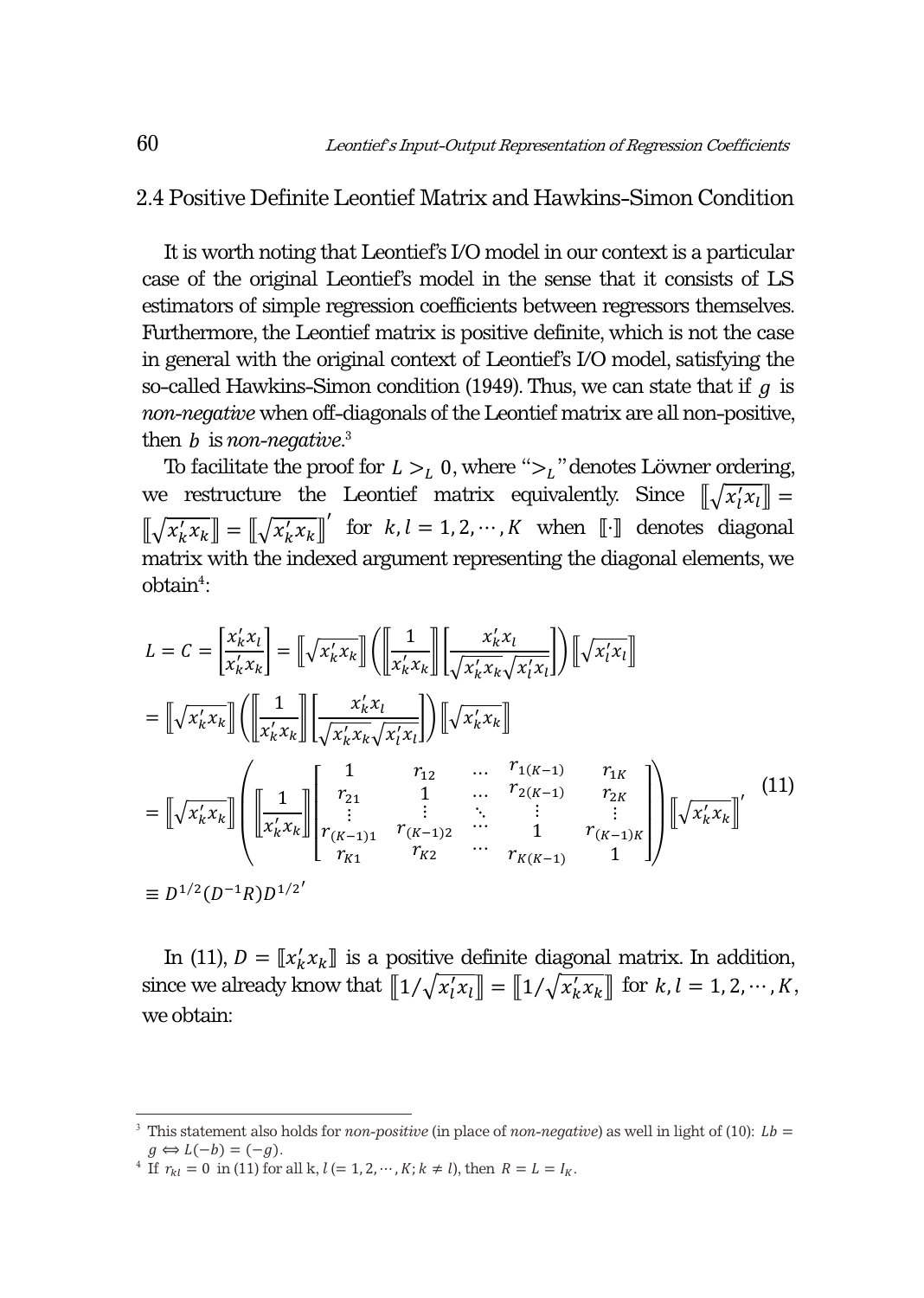## 2.4 Positive Definite Leontief Matrix and Hawkins-Simon Condition

It is worth noting that Leontief's I/O model in our context is a particular case of the original Leontief's model in the sense that it consists of LS estimators of simple regression coefficients between regressors themselves. Furthermore, the Leontief matrix is positive definite, which is not the case in general with the original context of Leontief's I/O model, satisfying the so-called Hawkins-Simon condition (1949). Thus, we can state that if $g$ is *non-negative* when off-diagonals of the Leontief matrix are all non-positive, then $b$ is *non-negative*.[3]

To facilitate the proof for $L >_L 0$, where "$>_L$" denotes Löwner ordering, we restructure the Leontief matrix equivalently. Since $[\![\sqrt{x_l'x_l}]\!] = [\![\sqrt{x_k'x_k}]\!] = [\![\sqrt{x_k'x_k}]\!]'$ for $k, l = 1, 2, \cdots, K$ when $[\![\cdot]\!]$ denotes diagonal matrix with the indexed argument representing the diagonal elements, we obtain[4]:

$$
\begin{aligned}
L = C = \left[\frac{x_k'x_l}{x_k'x_k}\right] &= [\![\sqrt{x_k'x_k}]\!]\left([\![\frac{1}{x_k'x_k}]\!]\left[\frac{x_k'x_l}{\sqrt{x_k'x_k}\sqrt{x_l'x_l}}\right]\right)[\![\sqrt{x_l'x_l}]\!] \\
&= [\![\sqrt{x_k'x_k}]\!]\left([\![\frac{1}{x_k'x_k}]\!]\left[\frac{x_k'x_l}{\sqrt{x_k'x_k}\sqrt{x_l'x_l}}\right]\right)[\![\sqrt{x_k'x_k}]\!] \\
&= [\![\sqrt{x_k'x_k}]\!]\left([\![\frac{1}{x_k'x_k}]\!]\begin{bmatrix} 1 & r_{12} & \cdots & r_{1(K-1)} & r_{1K} \\ r_{21} & 1 & \cdots & r_{2(K-1)} & r_{2K} \\ \vdots & \vdots & \ddots & \vdots & \vdots \\ r_{(K-1)1} & r_{(K-1)2} & \cdots & 1 & r_{(K-1)K} \\ r_{K1} & r_{K2} & \cdots & r_{K(K-1)} & 1 \end{bmatrix}\right)[\![\sqrt{x_k'x_k}]\!]' \\
&\equiv D^{1/2}(D^{-1}R)D^{1/2'}
\end{aligned}
\tag{11}
$$

In (11), $D = [\![x_k'x_k]\!]$ is a positive definite diagonal matrix. In addition, since we already know that $[\![1/\sqrt{x_l'x_l}]\!] = [\![1/\sqrt{x_k'x_k}]\!]$ for $k, l = 1, 2, \cdots, K$, we obtain:

---

[3] This statement also holds for *non-positive* (in place of *non-negative*) as well in light of (10): $Lb = g \Leftrightarrow L(-b) = (-g)$.

[4] If $r_{kl} = 0$ in (11) for all k, $l (= 1, 2, \cdots, K; k \neq l)$, then $R = L = I_K$.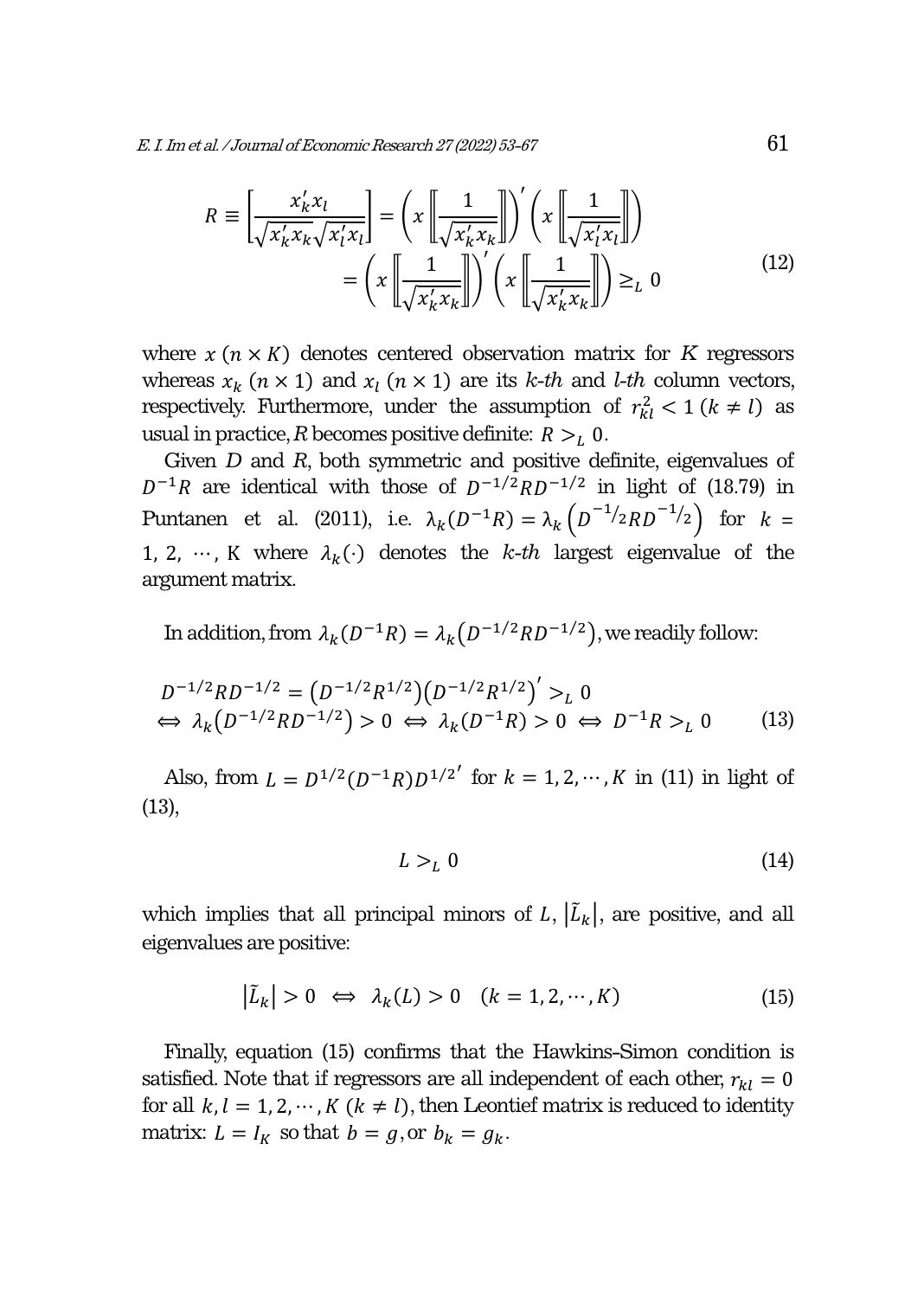$$R \equiv \left[\frac{x_k' x_l}{\sqrt{x_k' x_k}\sqrt{x_l' x_l}}\right] = \left(x \left[\!\left[\frac{1}{\sqrt{x_k' x_k}}\right]\!\right]\right)' \left(x \left[\!\left[\frac{1}{\sqrt{x_l' x_l}}\right]\!\right]\right)$$
$$= \left(x \left[\!\left[\frac{1}{\sqrt{x_k' x_k}}\right]\!\right]\right)' \left(x \left[\!\left[\frac{1}{\sqrt{x_k' x_k}}\right]\!\right]\right) \geq_L 0 \tag{12}$$

where $x$ $(n \times K)$ denotes centered observation matrix for $K$ regressors whereas $x_k$ $(n \times 1)$ and $x_l$ $(n \times 1)$ are its *k-th* and *l-th* column vectors, respectively. Furthermore, under the assumption of $r_{kl}^2 < 1$ $(k \neq l)$ as usual in practice, $R$ becomes positive definite: $R >_L 0$.

Given $D$ and $R$, both symmetric and positive definite, eigenvalues of $D^{-1}R$ are identical with those of $D^{-1/2}RD^{-1/2}$ in light of (18.79) in Puntanen et al. (2011), i.e. $\lambda_k(D^{-1}R) = \lambda_k\left(D^{-1/2}RD^{-1/2}\right)$ for $k = 1, 2, \cdots, K$ where $\lambda_k(\cdot)$ denotes the *k-th* largest eigenvalue of the argument matrix.

In addition, from $\lambda_k(D^{-1}R) = \lambda_k(D^{-1/2}RD^{-1/2})$, we readily follow:

$$\begin{aligned} &D^{-1/2}RD^{-1/2} = \left(D^{-1/2}R^{1/2}\right)\left(D^{-1/2}R^{1/2}\right)' >_L 0 \\ &\Leftrightarrow \lambda_k\left(D^{-1/2}RD^{-1/2}\right) > 0 \Leftrightarrow \lambda_k(D^{-1}R) > 0 \Leftrightarrow D^{-1}R >_L 0 \end{aligned} \tag{13}$$

Also, from $L = D^{1/2}(D^{-1}R)D^{1/2'}$ for $k = 1, 2, \cdots, K$ in (11) in light of (13),

$$L >_L 0 \tag{14}$$

which implies that all principal minors of $L$, $|\tilde{L}_k|$, are positive, and all eigenvalues are positive:

$$|\tilde{L}_k| > 0 \Leftrightarrow \lambda_k(L) > 0 \quad (k = 1, 2, \cdots, K) \tag{15}$$

Finally, equation (15) confirms that the Hawkins-Simon condition is satisfied. Note that if regressors are all independent of each other, $r_{kl} = 0$ for all $k, l = 1, 2, \cdots, K$ $(k \neq l)$, then Leontief matrix is reduced to identity matrix: $L = I_K$ so that $b = g$, or $b_k = g_k$.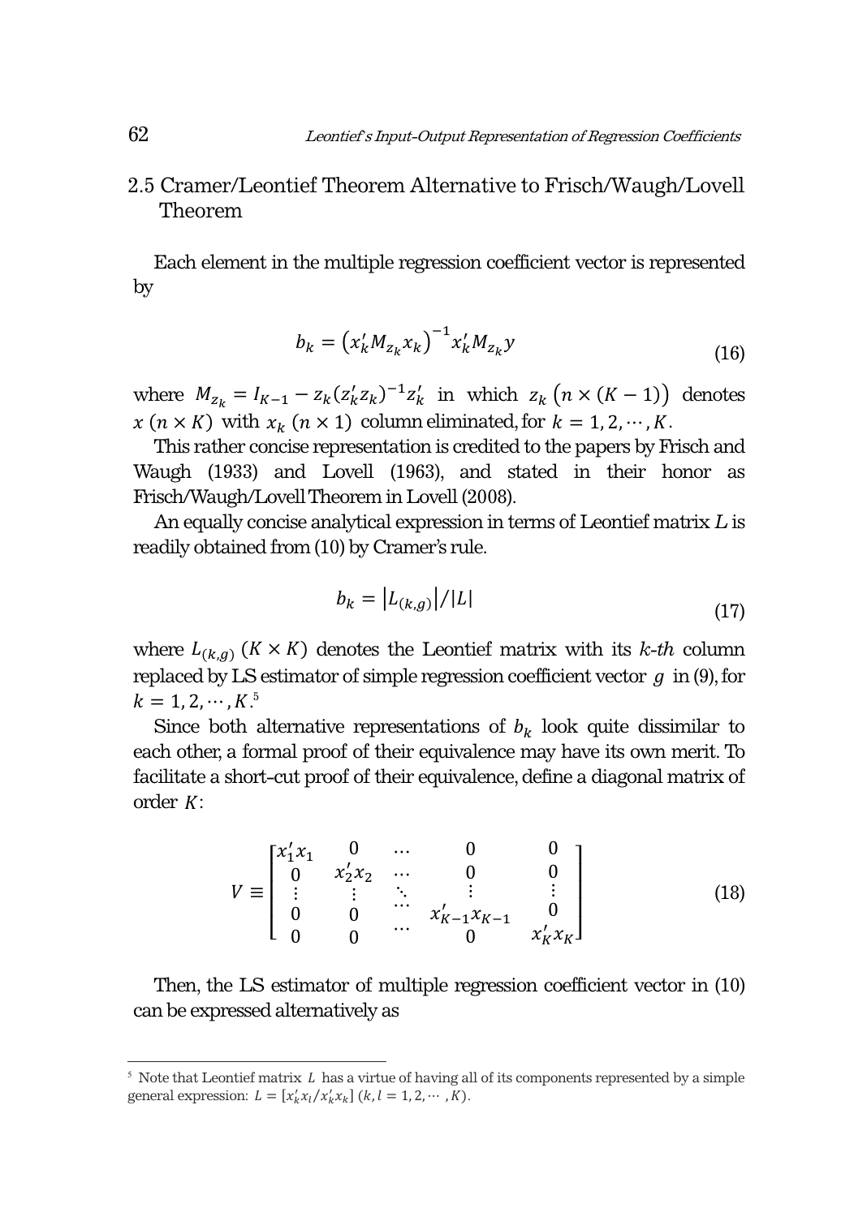## 2.5 Cramer/Leontief Theorem Alternative to Frisch/Waugh/Lovell Theorem

Each element in the multiple regression coefficient vector is represented by

$$b_k = \left(x_k' M_{z_k} x_k\right)^{-1} x_k' M_{z_k} y \tag{16}$$

where $M_{z_k} = I_{K-1} - z_k(z_k' z_k)^{-1} z_k'$ in which $z_k\ \left(n \times (K-1)\right)$ denotes $x\ (n \times K)$ with $x_k\ (n \times 1)$ column eliminated, for $k = 1, 2, \cdots, K$.

This rather concise representation is credited to the papers by Frisch and Waugh (1933) and Lovell (1963), and stated in their honor as Frisch/Waugh/Lovell Theorem in Lovell (2008).

An equally concise analytical expression in terms of Leontief matrix $L$ is readily obtained from (10) by Cramer's rule.

$$b_k = \left|L_{(k,g)}\right| / |L| \tag{17}$$

where $L_{(k,g)}\ (K \times K)$ denotes the Leontief matrix with its *k-th* column replaced by LS estimator of simple regression coefficient vector $g$ in (9), for $k = 1, 2, \cdots, K$.[5]

Since both alternative representations of $b_k$ look quite dissimilar to each other, a formal proof of their equivalence may have its own merit. To facilitate a short-cut proof of their equivalence, define a diagonal matrix of order $K$:

$$V \equiv \begin{bmatrix} x_1' x_1 & 0 & \cdots & 0 & 0 \\ 0 & x_2' x_2 & \cdots & 0 & 0 \\ \vdots & \vdots & \ddots & \vdots & \vdots \\ 0 & 0 & \cdots & x_{K-1}' x_{K-1} & 0 \\ 0 & 0 & \cdots & 0 & x_K' x_K \end{bmatrix} \tag{18}$$

Then, the LS estimator of multiple regression coefficient vector in (10) can be expressed alternatively as

---

[5] Note that Leontief matrix $L$ has a virtue of having all of its components represented by a simple general expression: $L = [x_k' x_l / x_k' x_k]\ (k, l = 1, 2, \cdots, K)$.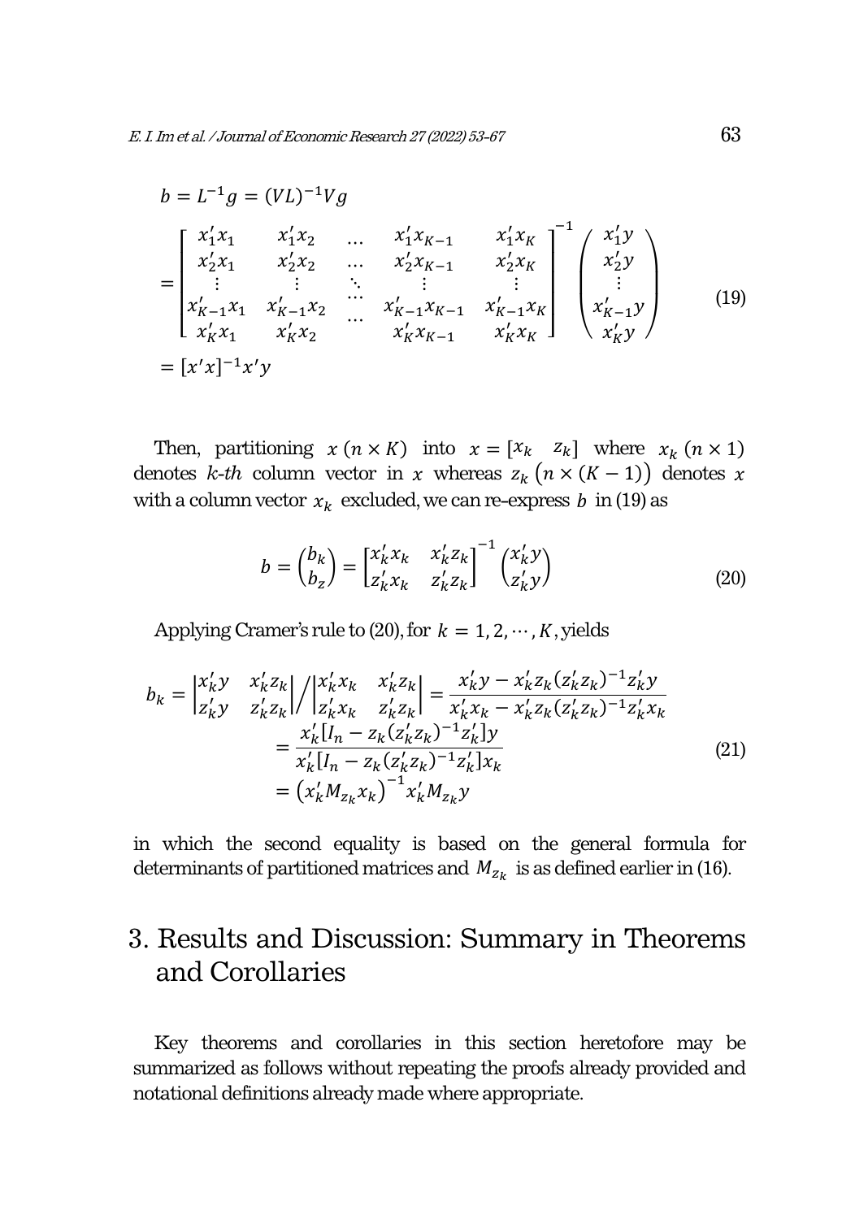$$
\begin{aligned}
b &= L^{-1}g = (VL)^{-1}Vg \\
&= \begin{bmatrix} x_1'x_1 & x_1'x_2 & \dots & x_1'x_{K-1} & x_1'x_K \\ x_2'x_1 & x_2'x_2 & \dots & x_2'x_{K-1} & x_2'x_K \\ \vdots & \vdots & \ddots & \vdots & \vdots \\ x_{K-1}'x_1 & x_{K-1}'x_2 & \dots & x_{K-1}'x_{K-1} & x_{K-1}'x_K \\ x_K'x_1 & x_K'x_2 & \dots & x_K'x_{K-1} & x_K'x_K \end{bmatrix}^{-1} \begin{pmatrix} x_1'y \\ x_2'y \\ \vdots \\ x_{K-1}'y \\ x_K'y \end{pmatrix} \\
&= [x'x]^{-1}x'y
\end{aligned} \tag{19}
$$

Then, partitioning $x\ (n \times K)$ into $x = [x_k \quad z_k]$ where $x_k\ (n \times 1)$ denotes $k$-$th$ column vector in $x$ whereas $z_k\ \big(n \times (K-1)\big)$ denotes $x$ with a column vector $x_k$ excluded, we can re-express $b$ in (19) as

$$
b = \begin{pmatrix} b_k \\ b_z \end{pmatrix} = \begin{bmatrix} x_k'x_k & x_k'z_k \\ z_k'x_k & z_k'z_k \end{bmatrix}^{-1} \begin{pmatrix} x_k'y \\ z_k'y \end{pmatrix} \tag{20}
$$

Applying Cramer's rule to (20), for $k = 1, 2, \cdots, K$, yields

$$
\begin{aligned}
b_k &= \begin{vmatrix} x_k'y & x_k'z_k \\ z_k'y & z_k'z_k \end{vmatrix} \Big/ \begin{vmatrix} x_k'x_k & x_k'z_k \\ z_k'x_k & z_k'z_k \end{vmatrix} = \frac{x_k'y - x_k'z_k(z_k'z_k)^{-1}z_k'y}{x_k'x_k - x_k'z_k(z_k'z_k)^{-1}z_k'x_k} \\
&= \frac{x_k'[I_n - z_k(z_k'z_k)^{-1}z_k']y}{x_k'[I_n - z_k(z_k'z_k)^{-1}z_k']x_k} \\
&= \left(x_k'M_{z_k}x_k\right)^{-1}x_k'M_{z_k}y
\end{aligned} \tag{21}
$$

in which the second equality is based on the general formula for determinants of partitioned matrices and $M_{z_k}$ is as defined earlier in (16).

# 3. Results and Discussion: Summary in Theorems and Corollaries

Key theorems and corollaries in this section heretofore may be summarized as follows without repeating the proofs already provided and notational definitions already made where appropriate.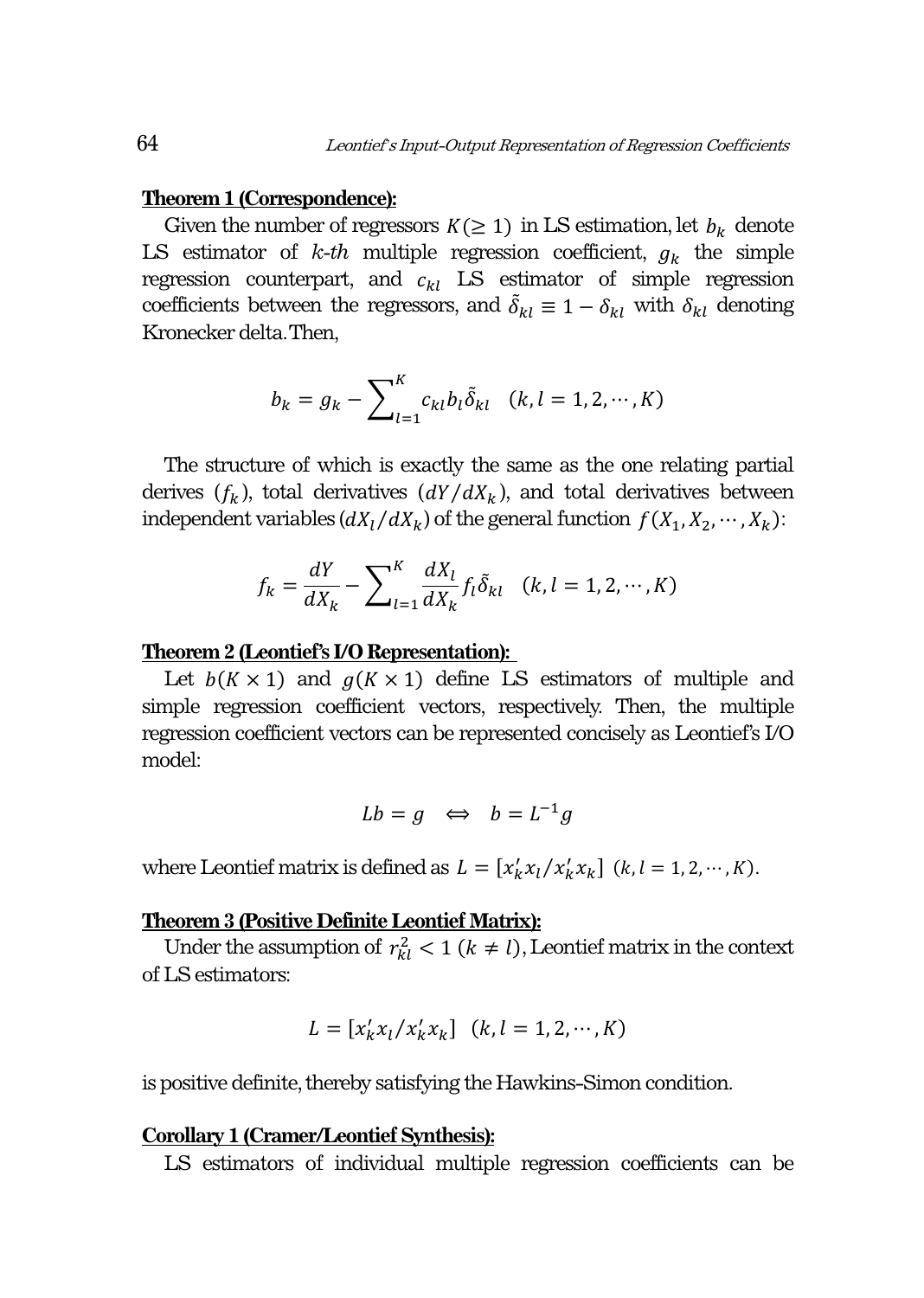**Theorem 1 (Correspondence):**

Given the number of regressors $K(\geq 1)$ in LS estimation, let $b_k$ denote LS estimator of $k$-$th$ multiple regression coefficient, $g_k$ the simple regression counterpart, and $c_{kl}$ LS estimator of simple regression coefficients between the regressors, and $\tilde{\delta}_{kl} \equiv 1 - \delta_{kl}$ with $\delta_{kl}$ denoting Kronecker delta. Then,

$$b_k = g_k - \sum_{l=1}^{K} c_{kl} b_l \tilde{\delta}_{kl} \quad (k, l = 1, 2, \cdots, K)$$

The structure of which is exactly the same as the one relating partial derives ($f_k$), total derivatives ($dY/dX_k$), and total derivatives between independent variables ($dX_l/dX_k$) of the general function $f(X_1, X_2, \cdots, X_k)$:

$$f_k = \frac{dY}{dX_k} - \sum_{l=1}^{K} \frac{dX_l}{dX_k} f_l \tilde{\delta}_{kl} \quad (k, l = 1, 2, \cdots, K)$$

**Theorem 2 (Leontief's I/O Representation):**

Let $b(K \times 1)$ and $g(K \times 1)$ define LS estimators of multiple and simple regression coefficient vectors, respectively. Then, the multiple regression coefficient vectors can be represented concisely as Leontief's I/O model:

$$Lb = g \quad \Leftrightarrow \quad b = L^{-1} g$$

where Leontief matrix is defined as $L = [x_k' x_l / x_k' x_k] \ (k, l = 1, 2, \cdots, K)$.

**Theorem 3 (Positive Definite Leontief Matrix):**

Under the assumption of $r_{kl}^2 < 1 \ (k \neq l)$, Leontief matrix in the context of LS estimators:

$$L = [x_k' x_l / x_k' x_k] \quad (k, l = 1, 2, \cdots, K)$$

is positive definite, thereby satisfying the Hawkins-Simon condition.

**Corollary 1 (Cramer/Leontief Synthesis):**

LS estimators of individual multiple regression coefficients can be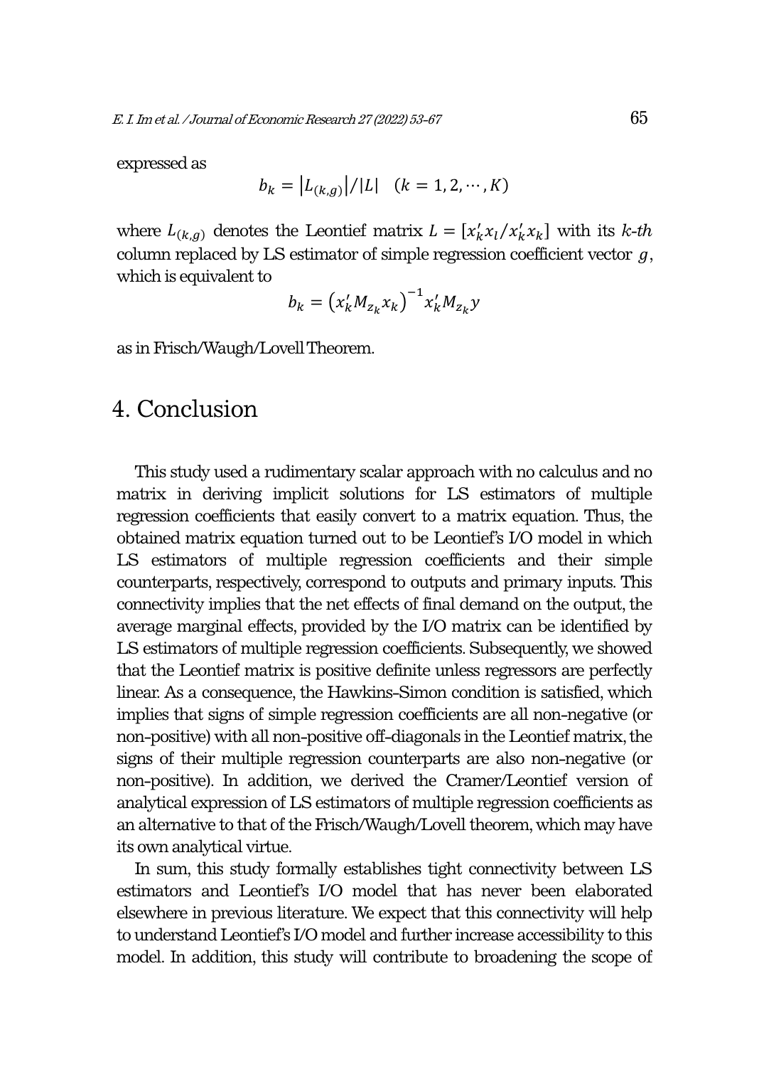expressed as

$$b_k = |L_{(k,g)}|/|L| \quad (k = 1, 2, \cdots, K)$$

where $L_{(k,g)}$ denotes the Leontief matrix $L = [x_k' x_l / x_k' x_k]$ with its *k-th* column replaced by LS estimator of simple regression coefficient vector $g$, which is equivalent to

$$b_k = \left(x_k' M_{z_k} x_k\right)^{-1} x_k' M_{z_k} y$$

as in Frisch/Waugh/Lovell Theorem.

# 4. Conclusion

This study used a rudimentary scalar approach with no calculus and no matrix in deriving implicit solutions for LS estimators of multiple regression coefficients that easily convert to a matrix equation. Thus, the obtained matrix equation turned out to be Leontief's I/O model in which LS estimators of multiple regression coefficients and their simple counterparts, respectively, correspond to outputs and primary inputs. This connectivity implies that the net effects of final demand on the output, the average marginal effects, provided by the I/O matrix can be identified by LS estimators of multiple regression coefficients. Subsequently, we showed that the Leontief matrix is positive definite unless regressors are perfectly linear. As a consequence, the Hawkins-Simon condition is satisfied, which implies that signs of simple regression coefficients are all non-negative (or non-positive) with all non-positive off-diagonals in the Leontief matrix, the signs of their multiple regression counterparts are also non-negative (or non-positive). In addition, we derived the Cramer/Leontief version of analytical expression of LS estimators of multiple regression coefficients as an alternative to that of the Frisch/Waugh/Lovell theorem, which may have its own analytical virtue.

In sum, this study formally establishes tight connectivity between LS estimators and Leontief's I/O model that has never been elaborated elsewhere in previous literature. We expect that this connectivity will help to understand Leontief's I/O model and further increase accessibility to this model. In addition, this study will contribute to broadening the scope of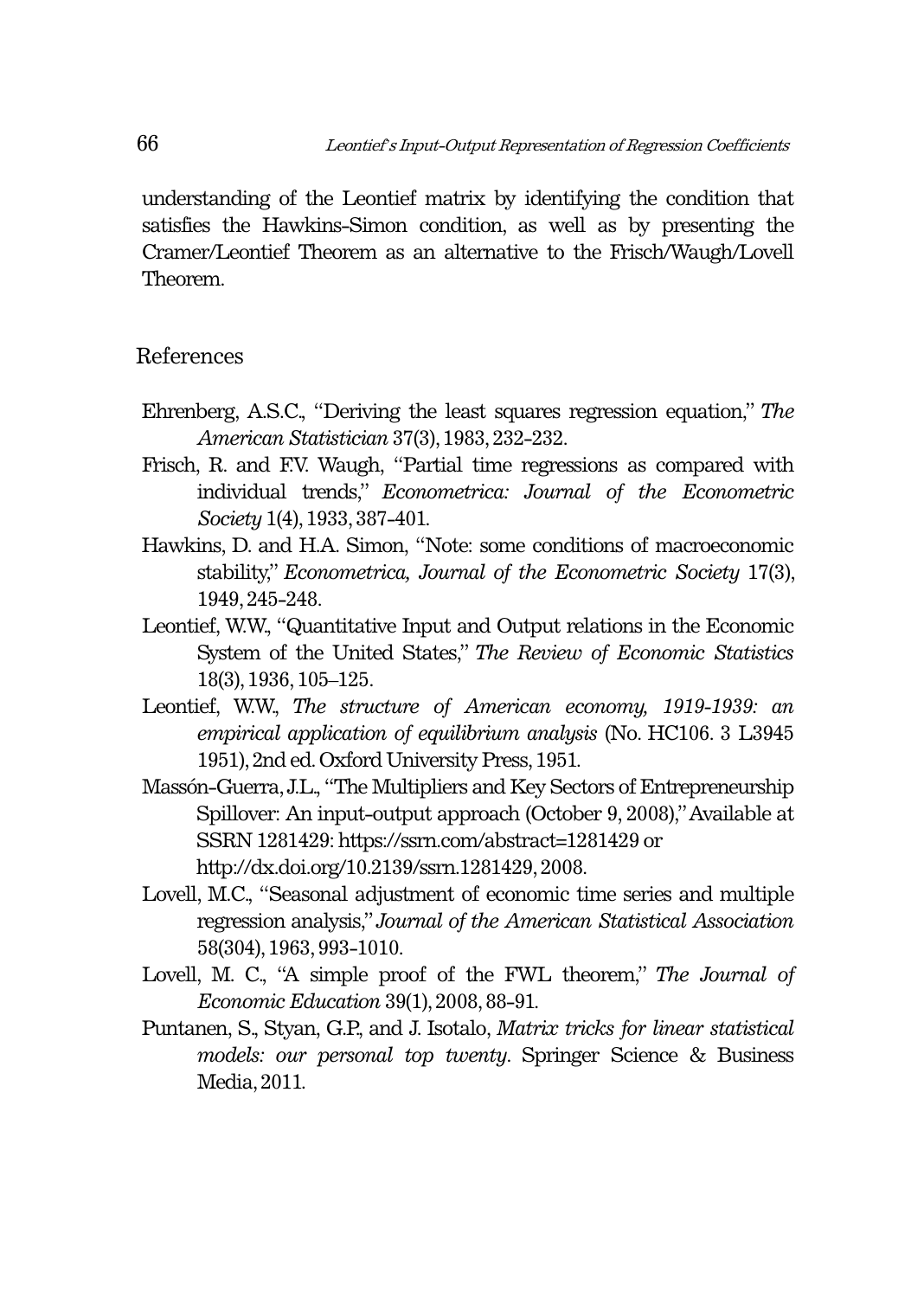understanding of the Leontief matrix by identifying the condition that satisfies the Hawkins-Simon condition, as well as by presenting the Cramer/Leontief Theorem as an alternative to the Frisch/Waugh/Lovell Theorem.

## References

Ehrenberg, A.S.C., "Deriving the least squares regression equation," *The American Statistician* 37(3), 1983, 232-232.

Frisch, R. and F.V. Waugh, "Partial time regressions as compared with individual trends," *Econometrica: Journal of the Econometric Society* 1(4), 1933, 387-401.

Hawkins, D. and H.A. Simon, "Note: some conditions of macroeconomic stability," *Econometrica, Journal of the Econometric Society* 17(3), 1949, 245-248.

Leontief, W.W., "Quantitative Input and Output relations in the Economic System of the United States," *The Review of Economic Statistics* 18(3), 1936, 105–125.

Leontief, W.W., *The structure of American economy, 1919-1939: an empirical application of equilibrium analysis* (No. HC106. 3 L3945 1951), 2nd ed. Oxford University Press, 1951.

Massón-Guerra, J.L., "The Multipliers and Key Sectors of Entrepreneurship Spillover: An input-output approach (October 9, 2008)," Available at SSRN 1281429: https://ssrn.com/abstract=1281429 or http://dx.doi.org/10.2139/ssrn.1281429, 2008.

Lovell, M.C., "Seasonal adjustment of economic time series and multiple regression analysis," *Journal of the American Statistical Association* 58(304), 1963, 993-1010.

Lovell, M. C., "A simple proof of the FWL theorem," *The Journal of Economic Education* 39(1), 2008, 88-91.

Puntanen, S., Styan, G.P., and J. Isotalo, *Matrix tricks for linear statistical models: our personal top twenty*. Springer Science & Business Media, 2011.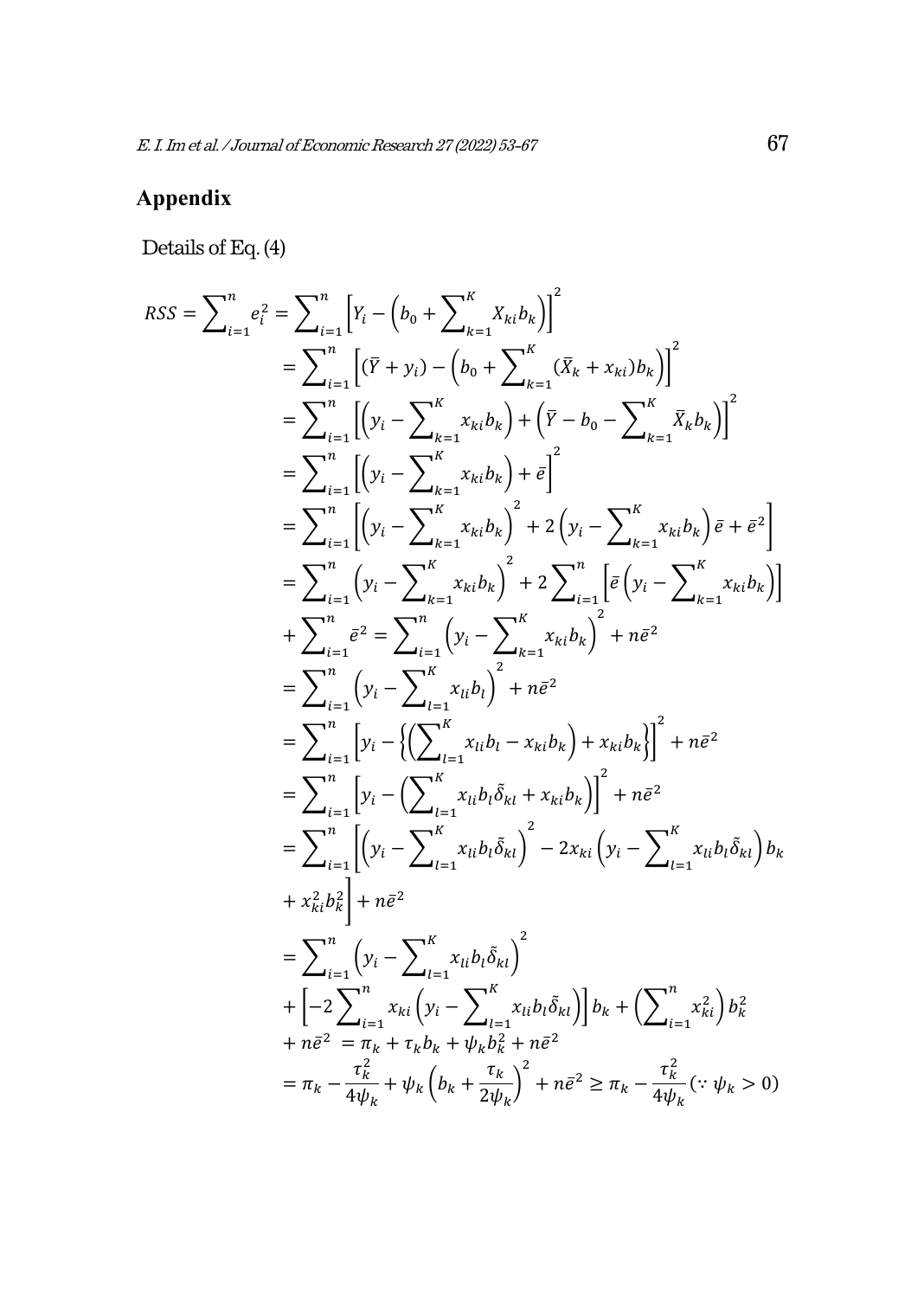## Appendix

Details of Eq. (4)

$$
\begin{aligned}
RSS = \sum_{i=1}^{n} e_i^2 &= \sum_{i=1}^{n}\left[Y_i - \left(b_0 + \sum_{k=1}^{K} X_{ki} b_k\right)\right]^2 \\
&= \sum_{i=1}^{n}\left[(\bar{Y} + y_i) - \left(b_0 + \sum_{k=1}^{K} (\bar{X}_k + x_{ki}) b_k\right)\right]^2 \\
&= \sum_{i=1}^{n}\left[\left(y_i - \sum_{k=1}^{K} x_{ki} b_k\right) + \left(\bar{Y} - b_0 - \sum_{k=1}^{K} \bar{X}_k b_k\right)\right]^2 \\
&= \sum_{i=1}^{n}\left[\left(y_i - \sum_{k=1}^{K} x_{ki} b_k\right) + \bar{e}\right]^2 \\
&= \sum_{i=1}^{n}\left[\left(y_i - \sum_{k=1}^{K} x_{ki} b_k\right)^2 + 2\left(y_i - \sum_{k=1}^{K} x_{ki} b_k\right)\bar{e} + \bar{e}^2\right] \\
&= \sum_{i=1}^{n}\left(y_i - \sum_{k=1}^{K} x_{ki} b_k\right)^2 + 2\sum_{i=1}^{n}\left[\bar{e}\left(y_i - \sum_{k=1}^{K} x_{ki} b_k\right)\right] \\
&\quad + \sum_{i=1}^{n} \bar{e}^2 = \sum_{i=1}^{n}\left(y_i - \sum_{k=1}^{K} x_{ki} b_k\right)^2 + n\bar{e}^2 \\
&= \sum_{i=1}^{n}\left(y_i - \sum_{l=1}^{K} x_{li} b_l\right)^2 + n\bar{e}^2 \\
&= \sum_{i=1}^{n}\left[y_i - \left\{\left(\sum_{l=1}^{K} x_{li} b_l - x_{ki} b_k\right) + x_{ki} b_k\right\}\right]^2 + n\bar{e}^2 \\
&= \sum_{i=1}^{n}\left[y_i - \left(\sum_{l=1}^{K} x_{li} b_l \tilde{\delta}_{kl} + x_{ki} b_k\right)\right]^2 + n\bar{e}^2 \\
&= \sum_{i=1}^{n}\left[\left(y_i - \sum_{l=1}^{K} x_{li} b_l \tilde{\delta}_{kl}\right)^2 - 2x_{ki}\left(y_i - \sum_{l=1}^{K} x_{li} b_l \tilde{\delta}_{kl}\right) b_k \right. \\
&\quad \left. + x_{ki}^2 b_k^2\right] + n\bar{e}^2 \\
&= \sum_{i=1}^{n}\left(y_i - \sum_{l=1}^{K} x_{li} b_l \tilde{\delta}_{kl}\right)^2 \\
&\quad + \left[-2\sum_{i=1}^{n} x_{ki}\left(y_i - \sum_{l=1}^{K} x_{li} b_l \tilde{\delta}_{kl}\right)\right] b_k + \left(\sum_{i=1}^{n} x_{ki}^2\right) b_k^2 \\
&\quad + n\bar{e}^2 = \pi_k + \tau_k b_k + \psi_k b_k^2 + n\bar{e}^2 \\
&= \pi_k - \frac{\tau_k^2}{4\psi_k} + \psi_k\left(b_k + \frac{\tau_k}{2\psi_k}\right)^2 + n\bar{e}^2 \geq \pi_k - \frac{\tau_k^2}{4\psi_k} \, (\because \psi_k > 0)
\end{aligned}
$$